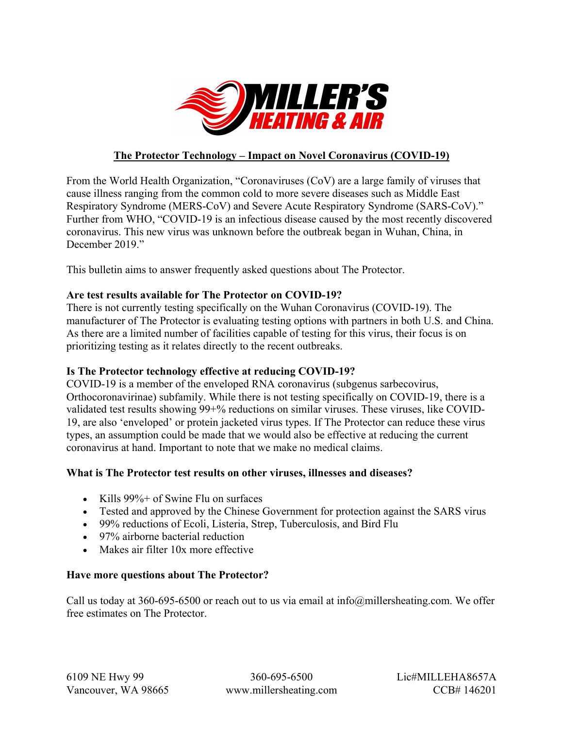# MILLER'S HEATING & AIR

## The Protector Technology – Impact on Novel Coronavirus (COVID-19)

From the World Health Organization, "Coronaviruses (CoV) are a large family of viruses that cause illness ranging from the common cold to more severe diseases such as Middle East Respiratory Syndrome (MERS-CoV) and Severe Acute Respiratory Syndrome (SARS-CoV)." Further from WHO, "COVID-19 is an infectious disease caused by the most recently discovered coronavirus. This new virus was unknown before the outbreak began in Wuhan, China, in December 2019."

This bulletin aims to answer frequently asked questions about The Protector.

**Are test results available for The Protector on COVID-19?**
There is not currently testing specifically on the Wuhan Coronavirus (COVID-19). The manufacturer of The Protector is evaluating testing options with partners in both U.S. and China. As there are a limited number of facilities capable of testing for this virus, their focus is on prioritizing testing as it relates directly to the recent outbreaks.

**Is The Protector technology effective at reducing COVID-19?**
COVID-19 is a member of the enveloped RNA coronavirus (subgenus sarbecovirus, Orthocoronavirinae) subfamily. While there is not testing specifically on COVID-19, there is a validated test results showing 99+% reductions on similar viruses. These viruses, like COVID-19, are also 'enveloped' or protein jacketed virus types. If The Protector can reduce these virus types, an assumption could be made that we would also be effective at reducing the current coronavirus at hand. Important to note that we make no medical claims.

**What is The Protector test results on other viruses, illnesses and diseases?**

- Kills 99%+ of Swine Flu on surfaces
- Tested and approved by the Chinese Government for protection against the SARS virus
- 99% reductions of Ecoli, Listeria, Strep, Tuberculosis, and Bird Flu
- 97% airborne bacterial reduction
- Makes air filter 10x more effective

**Have more questions about The Protector?**

Call us today at 360-695-6500 or reach out to us via email at info@millersheating.com. We offer free estimates on The Protector.

6109 NE Hwy 99
Vancouver, WA 98665

360-695-6500
www.millersheating.com

Lic#MILLEHA8657A
CCB# 146201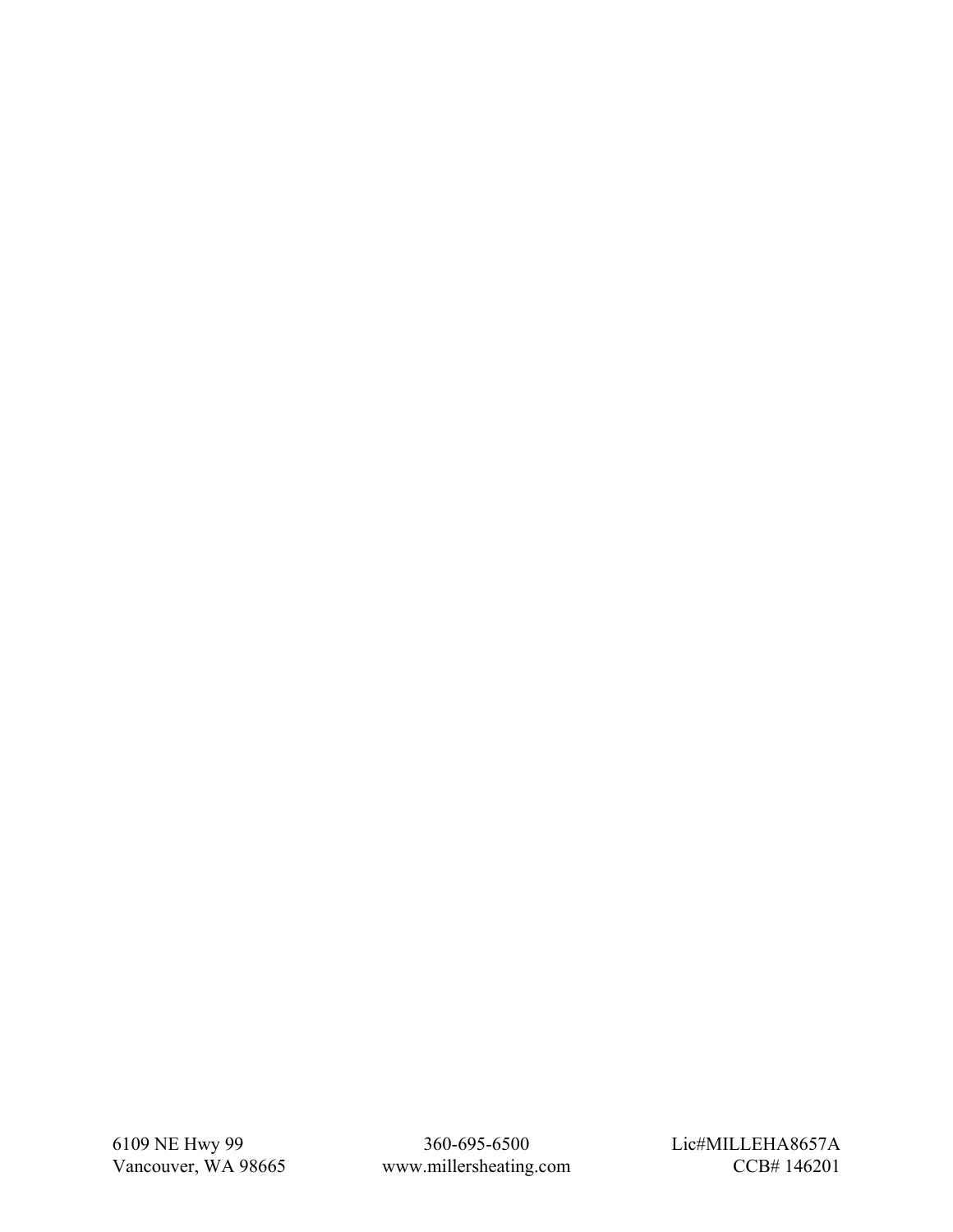6109 NE Hwy 99
Vancouver, WA 98665

360-695-6500
www.millersheating.com

Lic#MILLEHA8657A
CCB# 146201